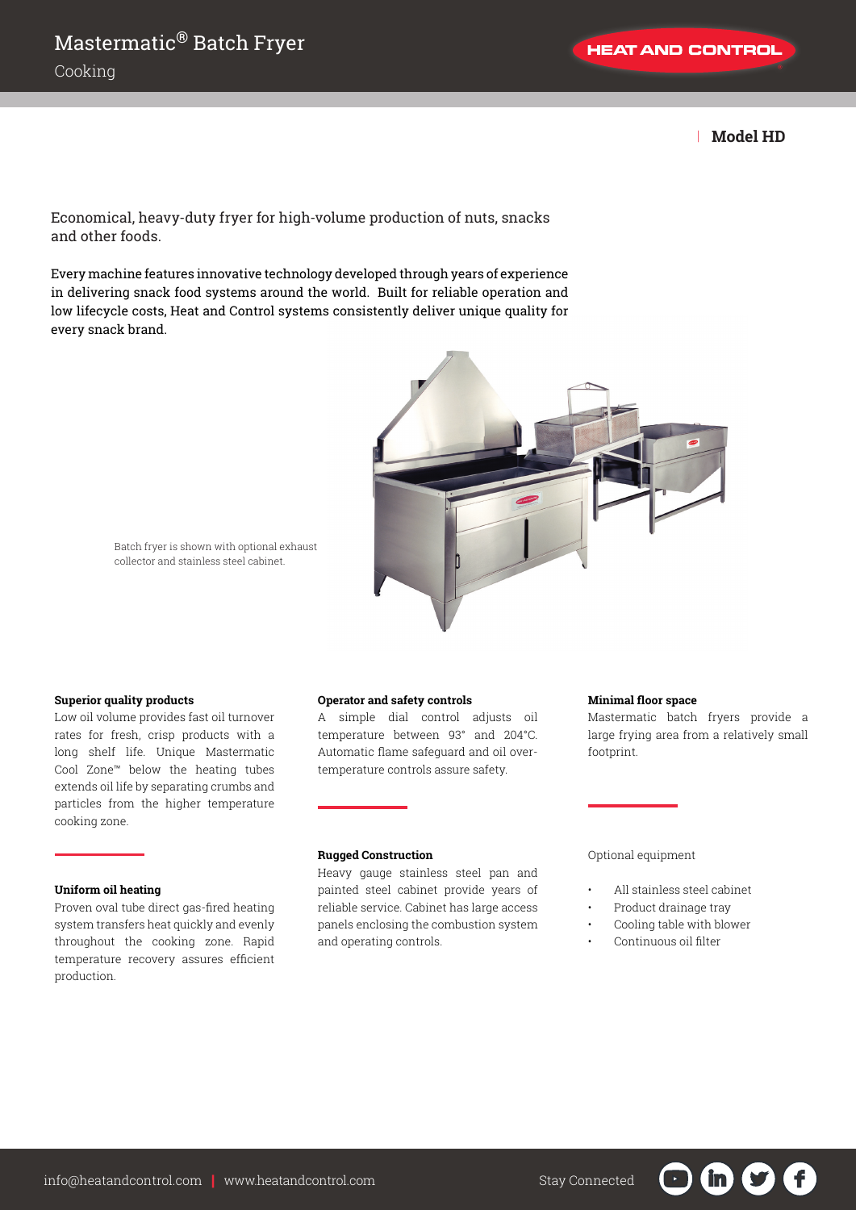# Mastermatic® Batch Fryer

Cooking

HEAT AND CONTROL

## Model HD

Economical, heavy-duty fryer for high-volume production of nuts, snacks and other foods.

Every machine features innovative technology developed through years of experience in delivering snack food systems around the world. Built for reliable operation and low lifecycle costs, Heat and Control systems consistently deliver unique quality for every snack brand.

Batch fryer is shown with optional exhaust collector and stainless steel cabinet.

**Superior quality products**

Low oil volume provides fast oil turnover rates for fresh, crisp products with a long shelf life. Unique Mastermatic Cool Zone™ below the heating tubes extends oil life by separating crumbs and particles from the higher temperature cooking zone.

**Uniform oil heating**

Proven oval tube direct gas-fired heating system transfers heat quickly and evenly throughout the cooking zone. Rapid temperature recovery assures efficient production.

**Operator and safety controls**

A simple dial control adjusts oil temperature between 93° and 204°C. Automatic flame safeguard and oil over-temperature controls assure safety.

**Rugged Construction**

Heavy gauge stainless steel pan and painted steel cabinet provide years of reliable service. Cabinet has large access panels enclosing the combustion system and operating controls.

**Minimal floor space**

Mastermatic batch fryers provide a large frying area from a relatively small footprint.

Optional equipment

- All stainless steel cabinet
- Product drainage tray
- Cooling table with blower
- Continuous oil filter

info@heatandcontrol.com | www.heatandcontrol.com

Stay Connected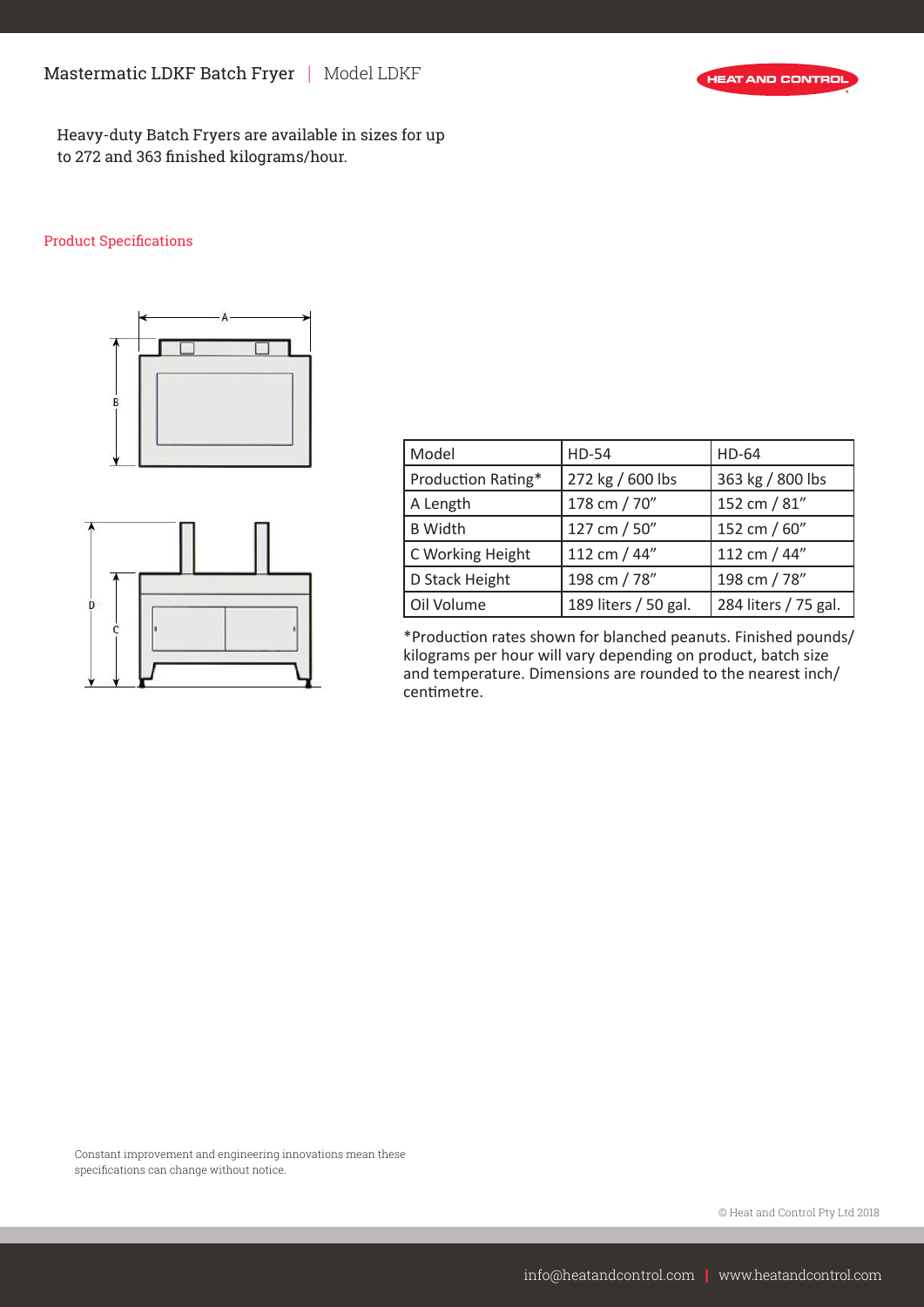Mastermatic LDKF Batch Fryer | Model LDKF

HEAT AND CONTROL

Heavy-duty Batch Fryers are available in sizes for up to 272 and 363 finished kilograms/hour.

## Product Specifications

A

B

D

C

| Model | HD-54 | HD-64 |
|---|---|---|
| Production Rating* | 272 kg / 600 lbs | 363 kg / 800 lbs |
| A Length | 178 cm / 70" | 152 cm / 81" |
| B Width | 127 cm / 50" | 152 cm / 60" |
| C Working Height | 112 cm / 44" | 112 cm / 44" |
| D Stack Height | 198 cm / 78" | 198 cm / 78" |
| Oil Volume | 189 liters / 50 gal. | 284 liters / 75 gal. |

*Production rates shown for blanched peanuts. Finished pounds/kilograms per hour will vary depending on product, batch size and temperature. Dimensions are rounded to the nearest inch/centimetre.

Constant improvement and engineering innovations mean these specifications can change without notice.

© Heat and Control Pty Ltd 2018

info@heatandcontrol.com | www.heatandcontrol.com